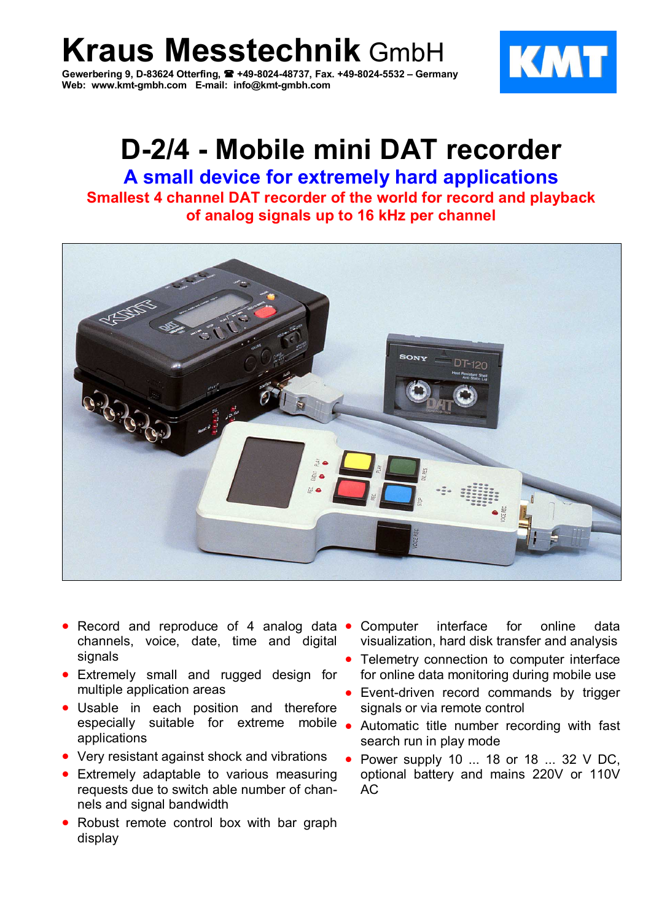# Kraus Messtechnik GmbH

**Gewerbering 9, D-83624 Otterfing, ☎ +49-8024-48737, Fax. +49-8024-5532 – Germany**
**Web: www.kmt-gmbh.com E-mail: info@kmt-gmbh.com**

# D-2/4 - Mobile mini DAT recorder

## A small device for extremely hard applications

### Smallest 4 channel DAT recorder of the world for record and playback of analog signals up to 16 kHz per channel

- Record and reproduce of 4 analog data channels, voice, date, time and digital signals
- Extremely small and rugged design for multiple application areas
- Usable in each position and therefore especially suitable for extreme mobile applications
- Very resistant against shock and vibrations
- Extremely adaptable to various measuring requests due to switch able number of channels and signal bandwidth
- Robust remote control box with bar graph display
- Computer interface for online data visualization, hard disk transfer and analysis
- Telemetry connection to computer interface for online data monitoring during mobile use
- Event-driven record commands by trigger signals or via remote control
- Automatic title number recording with fast search run in play mode
- Power supply 10 ... 18 or 18 ... 32 V DC, optional battery and mains 220V or 110V AC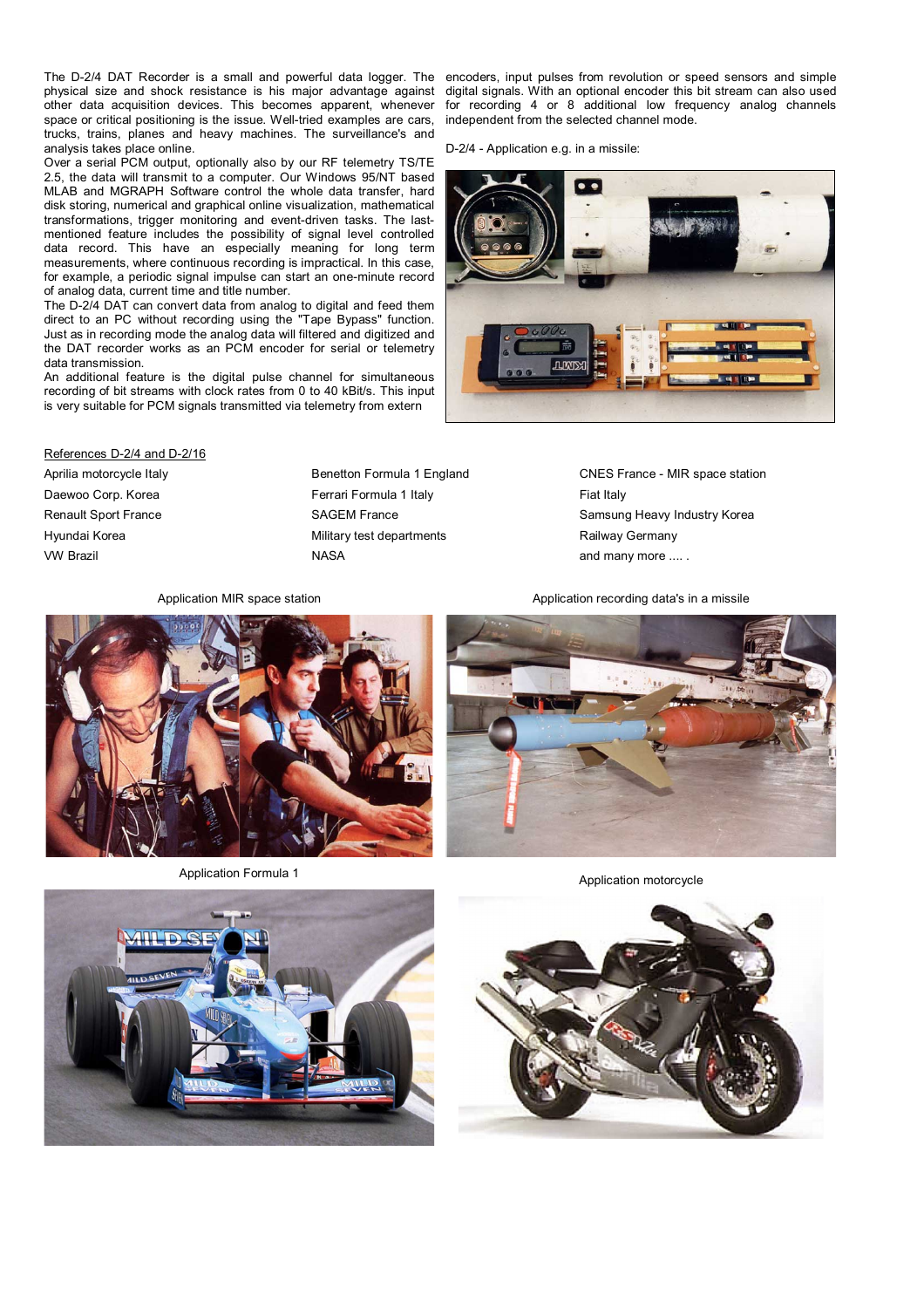The D-2/4 DAT Recorder is a small and powerful data logger. The physical size and shock resistance is his major advantage against other data acquisition devices. This becomes apparent, whenever space or critical positioning is the issue. Well-tried examples are cars, trucks, trains, planes and heavy machines. The surveillance's and analysis takes place online.

Over a serial PCM output, optionally also by our RF telemetry TS/TE 2.5, the data will transmit to a computer. Our Windows 95/NT based MLAB and MGRAPH Software control the whole data transfer, hard disk storing, numerical and graphical online visualization, mathematical transformations, trigger monitoring and event-driven tasks. The last-mentioned feature includes the possibility of signal level controlled data record. This have an especially meaning for long term measurements, where continuous recording is impractical. In this case, for example, a periodic signal impulse can start an one-minute record of analog data, current time and title number.

The D-2/4 DAT can convert data from analog to digital and feed them direct to an PC without recording using the "Tape Bypass" function. Just as in recording mode the analog data will filtered and digitized and the DAT recorder works as an PCM encoder for serial or telemetry data transmission.

An additional feature is the digital pulse channel for simultaneous recording of bit streams with clock rates from 0 to 40 kBit/s. This input is very suitable for PCM signals transmitted via telemetry from extern encoders, input pulses from revolution or speed sensors and simple digital signals. With an optional encoder this bit stream can also used for recording 4 or 8 additional low frequency analog channels independent from the selected channel mode.

D-2/4 - Application e.g. in a missile:

References D-2/4 and D-2/16

| | | |
|---|---|---|
| Aprilia motorcycle Italy | Benetton Formula 1 England | CNES France - MIR space station |
| Daewoo Corp. Korea | Ferrari Formula 1 Italy | Fiat Italy |
| Renault Sport France | SAGEM France | Samsung Heavy Industry Korea |
| Hyundai Korea | Military test departments | Railway Germany |
| VW Brazil | NASA | and many more .... . |

Application MIR space station

Application recording data's in a missile

Application Formula 1

Application motorcycle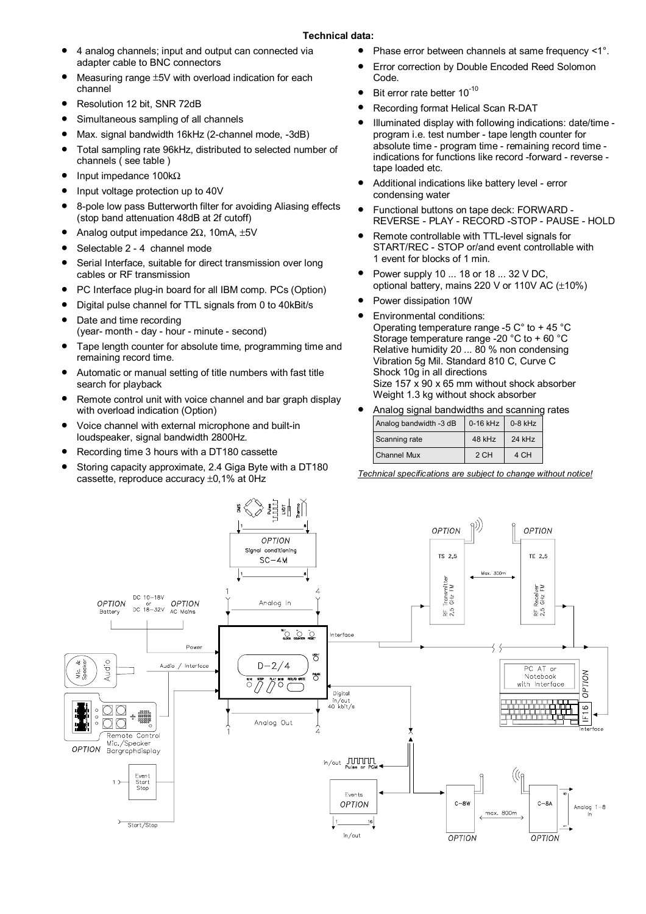**Technical data:**

- 4 analog channels; input and output can connected via adapter cable to BNC connectors
- Measuring range ±5V with overload indication for each channel
- Resolution 12 bit, SNR 72dB
- Simultaneous sampling of all channels
- Max. signal bandwidth 16kHz (2-channel mode, -3dB)
- Total sampling rate 96kHz, distributed to selected number of channels ( see table )
- Input impedance 100kΩ
- Input voltage protection up to 40V
- 8-pole low pass Butterworth filter for avoiding Aliasing effects (stop band attenuation 48dB at 2f cutoff)
- Analog output impedance 2Ω, 10mA, ±5V
- Selectable 2 - 4 channel mode
- Serial Interface, suitable for direct transmission over long cables or RF transmission
- PC Interface plug-in board for all IBM comp. PCs (Option)
- Digital pulse channel for TTL signals from 0 to 40kBit/s
- Date and time recording (year- month - day - hour - minute - second)
- Tape length counter for absolute time, programming time and remaining record time.
- Automatic or manual setting of title numbers with fast title search for playback
- Remote control unit with voice channel and bar graph display with overload indication (Option)
- Voice channel with external microphone and built-in loudspeaker, signal bandwidth 2800Hz.
- Recording time 3 hours with a DT180 cassette
- Storing capacity approximate, 2.4 Giga Byte with a DT180 cassette, reproduce accuracy ±0,1% at 0Hz
- Phase error between channels at same frequency <1°.
- Error correction by Double Encoded Reed Solomon Code.
- Bit error rate better $10^{-10}$
- Recording format Helical Scan R-DAT
- Illuminated display with following indications: date/time - program i.e. test number - tape length counter for absolute time - program time - remaining record time - indications for functions like record -forward - reverse - tape loaded etc.
- Additional indications like battery level - error condensing water
- Functional buttons on tape deck: FORWARD - REVERSE - PLAY - RECORD -STOP - PAUSE - HOLD
- Remote controllable with TTL-level signals for START/REC - STOP or/and event controllable with 1 event for blocks of 1 min.
- Power supply 10 ... 18 or 18 ... 32 V DC, optional battery, mains 220 V or 110V AC (±10%)
- Power dissipation 10W
- Environmental conditions:
  Operating temperature range -5 C° to + 45 °C
  Storage temperature range -20 °C to + 60 °C
  Relative humidity 20 ... 80 % non condensing
  Vibration 5g Mil. Standard 810 C, Curve C
  Shock 10g in all directions
  Size 157 x 90 x 65 mm without shock absorber
  Weight 1.3 kg without shock absorber
- Analog signal bandwidths and scanning rates

| Analog bandwidth -3 dB | 0-16 kHz | 0-8 kHz |
|---|---|---|
| Scanning rate | 48 kHz | 24 kHz |
| Channel Mux | 2 CH | 4 CH |

*Technical specifications are subject to change without notice!*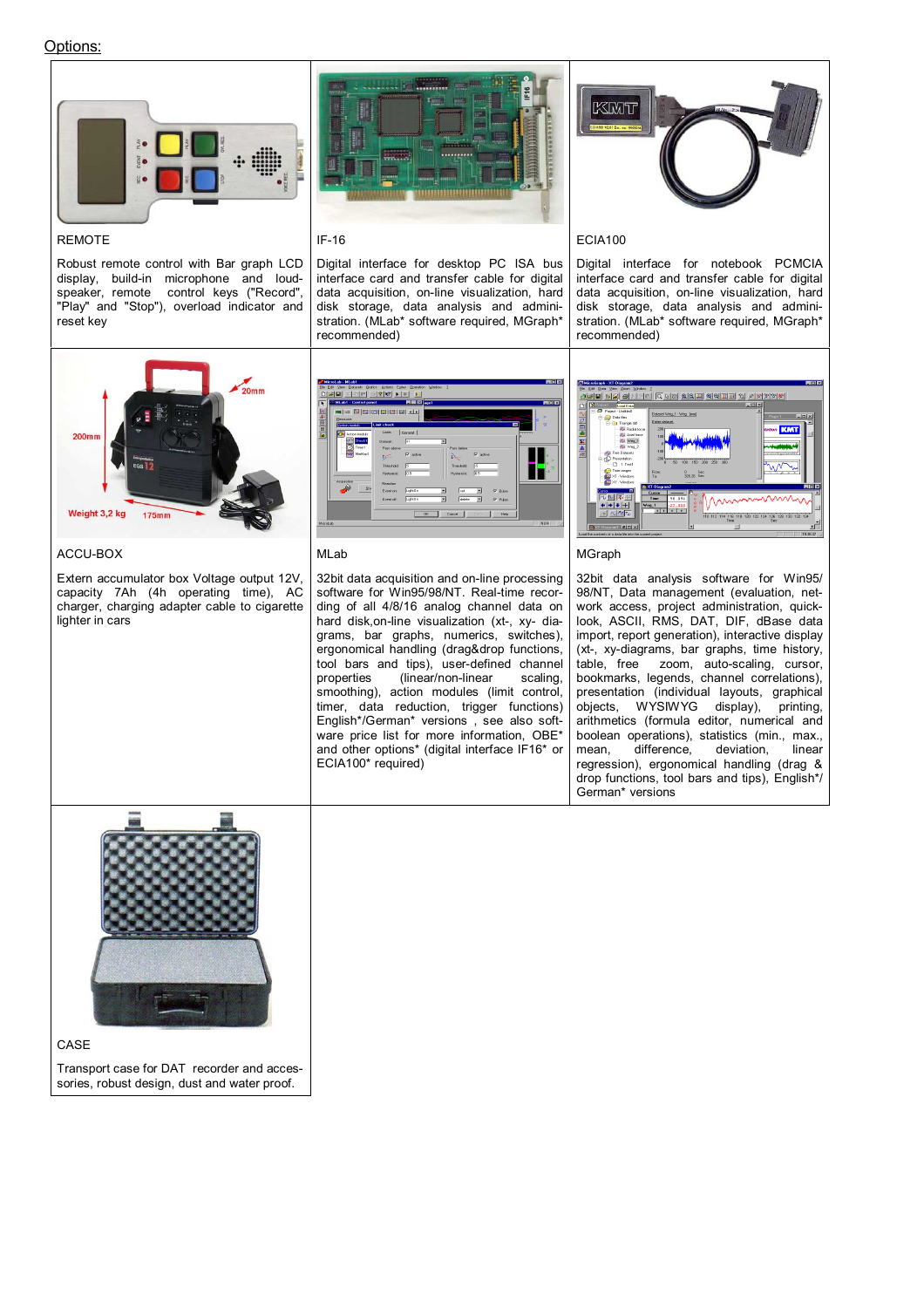Options:

| | | |
|---|---|---|
| REMOTE<br><br>Robust remote control with Bar graph LCD display, build-in microphone and loud-speaker, remote control keys ("Record", "Play" and "Stop"), overload indicator and reset key | IF-16<br><br>Digital interface for desktop PC ISA bus interface card and transfer cable for digital data acquisition, on-line visualization, hard disk storage, data analysis and administration. (MLab* software required, MGraph* recommended) | ECIA100<br><br>Digital interface for notebook PCMCIA interface card and transfer cable for digital data acquisition, on-line visualization, hard disk storage, data analysis and administration. (MLab* software required, MGraph* recommended) |
| ACCU-BOX<br><br>Extern accumulator box Voltage output 12V, capacity 7Ah (4h operating time), AC charger, charging adapter cable to cigarette lighter in cars | MLab<br><br>32bit data acquisition and on-line processing software for Win95/98/NT. Real-time recording of all 4/8/16 analog channel data on hard disk,on-line visualization (xt-, xy- diagrams, bar graphs, numerics, switches), ergonomical handling (drag&drop functions, tool bars and tips), user-defined channel properties (linear/non-linear scaling, smoothing), action modules (limit control, timer, data reduction, trigger functions) English*/German* versions , see also software price list for more information, OBE* and other options* (digital interface IF16* or ECIA100* required) | MGraph<br><br>32bit data analysis software for Win95/98/NT, Data management (evaluation, network access, project administration, quick-look, ASCII, RMS, DAT, DIF, dBase data import, report generation), interactive display (xt-, xy-diagrams, bar graphs, time history, table, free zoom, auto-scaling, cursor, bookmarks, legends, channel correlations), presentation (individual layouts, graphical objects, WYSIWYG display), printing, arithmetics (formula editor, numerical and boolean operations), statistics (min., max., mean, difference, deviation, linear regression), ergonomical handling (drag & drop functions, tool bars and tips), English*/German* versions |
| CASE<br><br>Transport case for DAT recorder and accessories, robust design, dust and water proof. | | |

200mm

20mm

Weight 3,2 kg

175mm